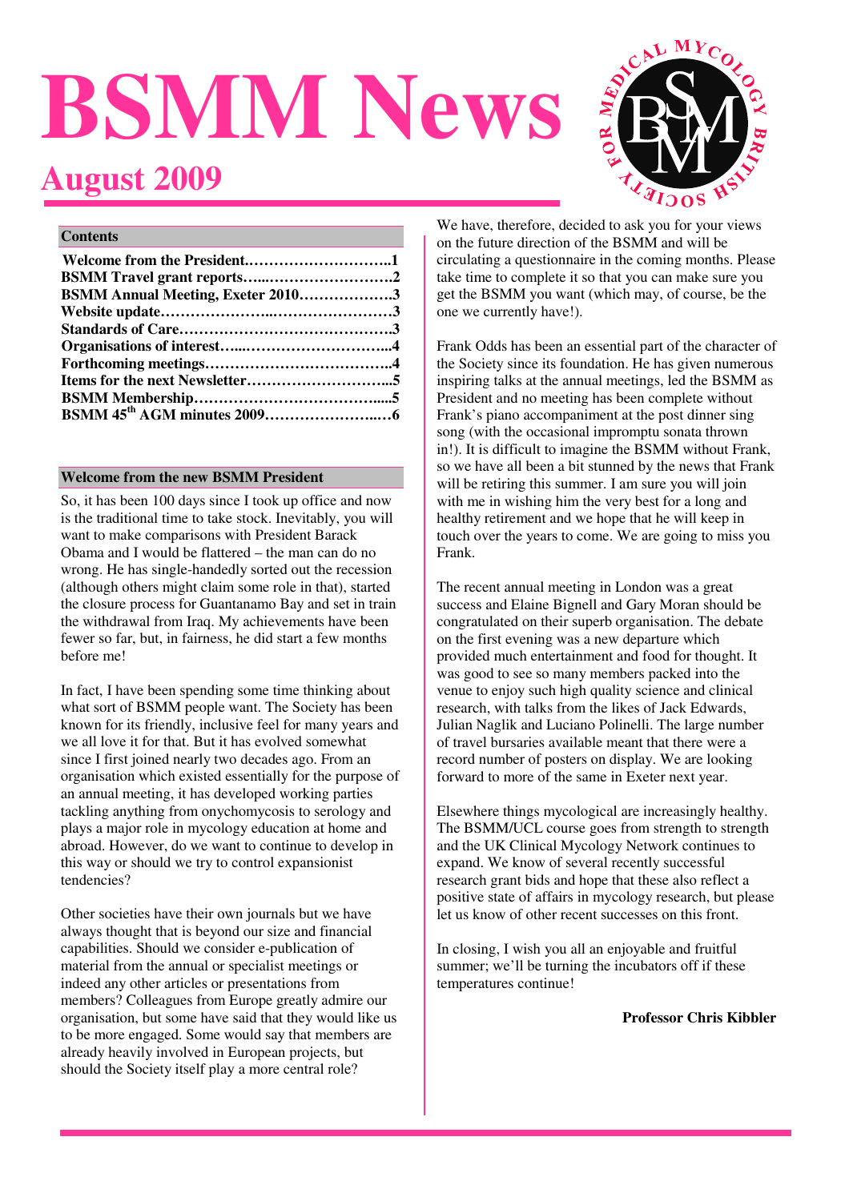# BSMM News

## August 2009

### Contents

| | |
|---|---|
| Welcome from the President | 1 |
| BSMM Travel grant reports | 2 |
| BSMM Annual Meeting, Exeter 2010 | 3 |
| Website update | 3 |
| Standards of Care | 3 |
| Organisations of interest | 4 |
| Forthcoming meetings | 4 |
| Items for the next Newsletter | 5 |
| BSMM Membership | 5 |
| BSMM 45th AGM minutes 2009 | 6 |

### Welcome from the new BSMM President

So, it has been 100 days since I took up office and now is the traditional time to take stock. Inevitably, you will want to make comparisons with President Barack Obama and I would be flattered – the man can do no wrong. He has single-handedly sorted out the recession (although others might claim some role in that), started the closure process for Guantanamo Bay and set in train the withdrawal from Iraq. My achievements have been fewer so far, but, in fairness, he did start a few months before me!

In fact, I have been spending some time thinking about what sort of BSMM people want. The Society has been known for its friendly, inclusive feel for many years and we all love it for that. But it has evolved somewhat since I first joined nearly two decades ago. From an organisation which existed essentially for the purpose of an annual meeting, it has developed working parties tackling anything from onychomycosis to serology and plays a major role in mycology education at home and abroad. However, do we want to continue to develop in this way or should we try to control expansionist tendencies?

Other societies have their own journals but we have always thought that is beyond our size and financial capabilities. Should we consider e-publication of material from the annual or specialist meetings or indeed any other articles or presentations from members? Colleagues from Europe greatly admire our organisation, but some have said that they would like us to be more engaged. Some would say that members are already heavily involved in European projects, but should the Society itself play a more central role?

We have, therefore, decided to ask you for your views on the future direction of the BSMM and will be circulating a questionnaire in the coming months. Please take time to complete it so that you can make sure you get the BSMM you want (which may, of course, be the one we currently have!).

Frank Odds has been an essential part of the character of the Society since its foundation. He has given numerous inspiring talks at the annual meetings, led the BSMM as President and no meeting has been complete without Frank's piano accompaniment at the post dinner sing song (with the occasional impromptu sonata thrown in!). It is difficult to imagine the BSMM without Frank, so we have all been a bit stunned by the news that Frank will be retiring this summer. I am sure you will join with me in wishing him the very best for a long and healthy retirement and we hope that he will keep in touch over the years to come. We are going to miss you Frank.

The recent annual meeting in London was a great success and Elaine Bignell and Gary Moran should be congratulated on their superb organisation. The debate on the first evening was a new departure which provided much entertainment and food for thought. It was good to see so many members packed into the venue to enjoy such high quality science and clinical research, with talks from the likes of Jack Edwards, Julian Naglik and Luciano Polinelli. The large number of travel bursaries available meant that there were a record number of posters on display. We are looking forward to more of the same in Exeter next year.

Elsewhere things mycological are increasingly healthy. The BSMM/UCL course goes from strength to strength and the UK Clinical Mycology Network continues to expand. We know of several recently successful research grant bids and hope that these also reflect a positive state of affairs in mycology research, but please let us know of other recent successes on this front.

In closing, I wish you all an enjoyable and fruitful summer; we'll be turning the incubators off if these temperatures continue!

**Professor Chris Kibbler**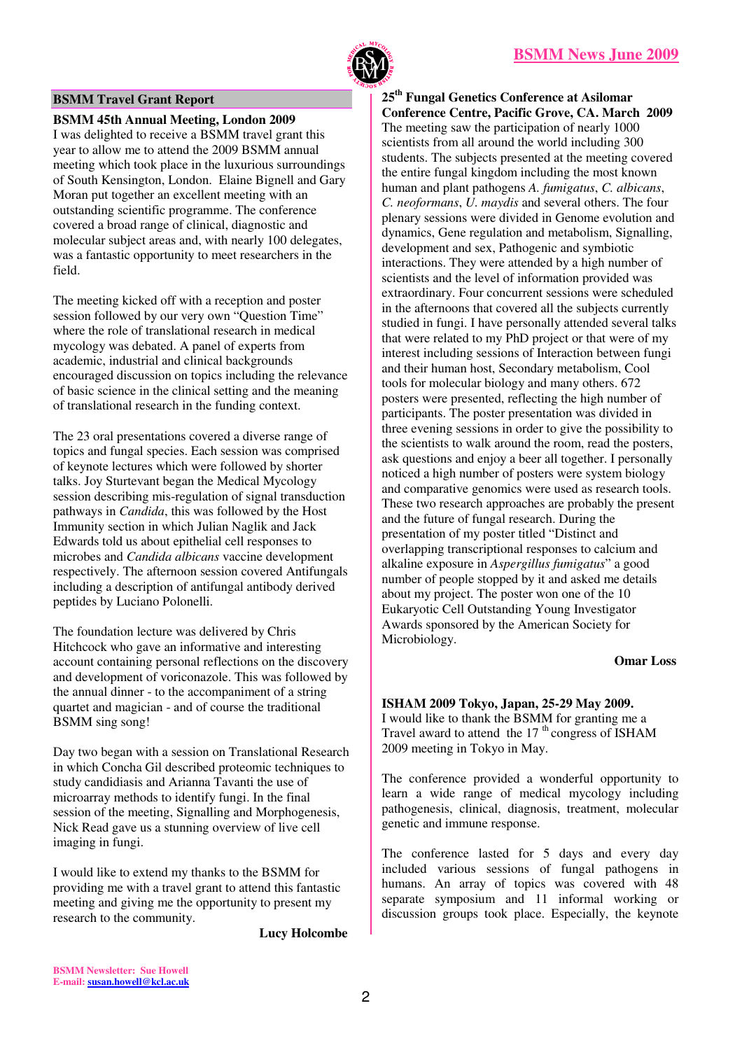## BSMM Travel Grant Report

### BSMM 45th Annual Meeting, London 2009

I was delighted to receive a BSMM travel grant this year to allow me to attend the 2009 BSMM annual meeting which took place in the luxurious surroundings of South Kensington, London. Elaine Bignell and Gary Moran put together an excellent meeting with an outstanding scientific programme. The conference covered a broad range of clinical, diagnostic and molecular subject areas and, with nearly 100 delegates, was a fantastic opportunity to meet researchers in the field.

The meeting kicked off with a reception and poster session followed by our very own "Question Time" where the role of translational research in medical mycology was debated. A panel of experts from academic, industrial and clinical backgrounds encouraged discussion on topics including the relevance of basic science in the clinical setting and the meaning of translational research in the funding context.

The 23 oral presentations covered a diverse range of topics and fungal species. Each session was comprised of keynote lectures which were followed by shorter talks. Joy Sturtevant began the Medical Mycology session describing mis-regulation of signal transduction pathways in *Candida*, this was followed by the Host Immunity section in which Julian Naglik and Jack Edwards told us about epithelial cell responses to microbes and *Candida albicans* vaccine development respectively. The afternoon session covered Antifungals including a description of antifungal antibody derived peptides by Luciano Polonelli.

The foundation lecture was delivered by Chris Hitchcock who gave an informative and interesting account containing personal reflections on the discovery and development of voriconazole. This was followed by the annual dinner - to the accompaniment of a string quartet and magician - and of course the traditional BSMM sing song!

Day two began with a session on Translational Research in which Concha Gil described proteomic techniques to study candidiasis and Arianna Tavanti the use of microarray methods to identify fungi. In the final session of the meeting, Signalling and Morphogenesis, Nick Read gave us a stunning overview of live cell imaging in fungi.

I would like to extend my thanks to the BSMM for providing me with a travel grant to attend this fantastic meeting and giving me the opportunity to present my research to the community.

**Lucy Holcombe**

### 25th Fungal Genetics Conference at Asilomar Conference Centre, Pacific Grove, CA. March 2009

The meeting saw the participation of nearly 1000 scientists from all around the world including 300 students. The subjects presented at the meeting covered the entire fungal kingdom including the most known human and plant pathogens *A. fumigatus*, *C. albicans*, *C. neoformans*, *U. maydis* and several others. The four plenary sessions were divided in Genome evolution and dynamics, Gene regulation and metabolism, Signalling, development and sex, Pathogenic and symbiotic interactions. They were attended by a high number of scientists and the level of information provided was extraordinary. Four concurrent sessions were scheduled in the afternoons that covered all the subjects currently studied in fungi. I have personally attended several talks that were related to my PhD project or that were of my interest including sessions of Interaction between fungi and their human host, Secondary metabolism, Cool tools for molecular biology and many others. 672 posters were presented, reflecting the high number of participants. The poster presentation was divided in three evening sessions in order to give the possibility to the scientists to walk around the room, read the posters, ask questions and enjoy a beer all together. I personally noticed a high number of posters were system biology and comparative genomics were used as research tools. These two research approaches are probably the present and the future of fungal research. During the presentation of my poster titled "Distinct and overlapping transcriptional responses to calcium and alkaline exposure in *Aspergillus fumigatus*" a good number of people stopped by it and asked me details about my project. The poster won one of the 10 Eukaryotic Cell Outstanding Young Investigator Awards sponsored by the American Society for Microbiology.

**Omar Loss**

### ISHAM 2009 Tokyo, Japan, 25-29 May 2009.

I would like to thank the BSMM for granting me a Travel award to attend the 17th congress of ISHAM 2009 meeting in Tokyo in May.

The conference provided a wonderful opportunity to learn a wide range of medical mycology including pathogenesis, clinical, diagnosis, treatment, molecular genetic and immune response.

The conference lasted for 5 days and every day included various sessions of fungal pathogens in humans. An array of topics was covered with 48 separate symposium and 11 informal working or discussion groups took place. Especially, the keynote

BSMM Newsletter: Sue Howell
E-mail: susan.howell@kcl.ac.uk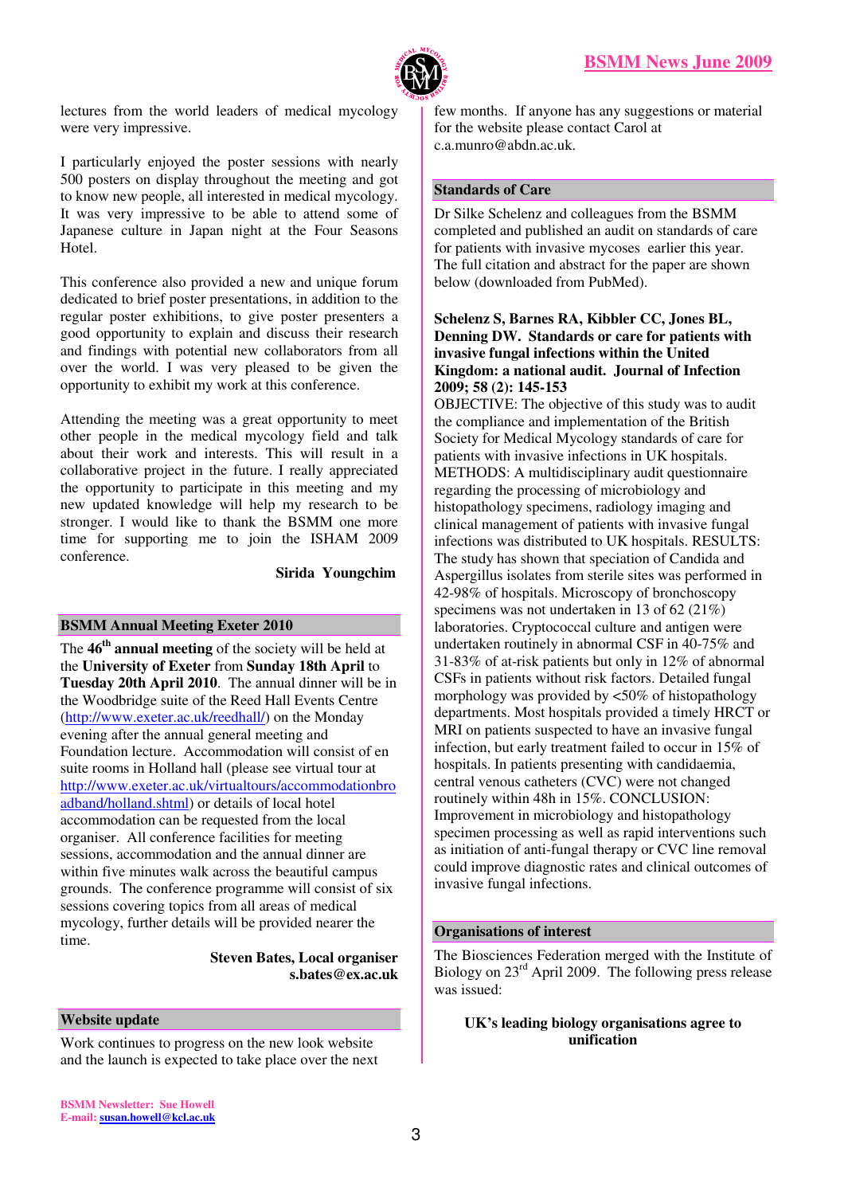lectures from the world leaders of medical mycology were very impressive.

I particularly enjoyed the poster sessions with nearly 500 posters on display throughout the meeting and got to know new people, all interested in medical mycology. It was very impressive to be able to attend some of Japanese culture in Japan night at the Four Seasons Hotel.

This conference also provided a new and unique forum dedicated to brief poster presentations, in addition to the regular poster exhibitions, to give poster presenters a good opportunity to explain and discuss their research and findings with potential new collaborators from all over the world. I was very pleased to be given the opportunity to exhibit my work at this conference.

Attending the meeting was a great opportunity to meet other people in the medical mycology field and talk about their work and interests. This will result in a collaborative project in the future. I really appreciated the opportunity to participate in this meeting and my new updated knowledge will help my research to be stronger. I would like to thank the BSMM one more time for supporting me to join the ISHAM 2009 conference.

**Sirida Youngchim**

## BSMM Annual Meeting Exeter 2010

The **46th annual meeting** of the society will be held at the **University of Exeter** from **Sunday 18th April** to **Tuesday 20th April 2010**. The annual dinner will be in the Woodbridge suite of the Reed Hall Events Centre (http://www.exeter.ac.uk/reedhall/) on the Monday evening after the annual general meeting and Foundation lecture. Accommodation will consist of en suite rooms in Holland hall (please see virtual tour at http://www.exeter.ac.uk/virtualtours/accommodationbroadband/holland.shtml) or details of local hotel accommodation can be requested from the local organiser. All conference facilities for meeting sessions, accommodation and the annual dinner are within five minutes walk across the beautiful campus grounds. The conference programme will consist of six sessions covering topics from all areas of medical mycology, further details will be provided nearer the time.

**Steven Bates, Local organiser**
**s.bates@ex.ac.uk**

## Website update

Work continues to progress on the new look website and the launch is expected to take place over the next few months. If anyone has any suggestions or material for the website please contact Carol at c.a.munro@abdn.ac.uk.

## Standards of Care

Dr Silke Schelenz and colleagues from the BSMM completed and published an audit on standards of care for patients with invasive mycoses earlier this year. The full citation and abstract for the paper are shown below (downloaded from PubMed).

**Schelenz S, Barnes RA, Kibbler CC, Jones BL, Denning DW. Standards or care for patients with invasive fungal infections within the United Kingdom: a national audit. Journal of Infection 2009; 58 (2): 145-153**

OBJECTIVE: The objective of this study was to audit the compliance and implementation of the British Society for Medical Mycology standards of care for patients with invasive infections in UK hospitals. METHODS: A multidisciplinary audit questionnaire regarding the processing of microbiology and histopathology specimens, radiology imaging and clinical management of patients with invasive fungal infections was distributed to UK hospitals. RESULTS: The study has shown that speciation of Candida and Aspergillus isolates from sterile sites was performed in 42-98% of hospitals. Microscopy of bronchoscopy specimens was not undertaken in 13 of 62 (21%) laboratories. Cryptococcal culture and antigen were undertaken routinely in abnormal CSF in 40-75% and 31-83% of at-risk patients but only in 12% of abnormal CSFs in patients without risk factors. Detailed fungal morphology was provided by <50% of histopathology departments. Most hospitals provided a timely HRCT or MRI on patients suspected to have an invasive fungal infection, but early treatment failed to occur in 15% of hospitals. In patients presenting with candidaemia, central venous catheters (CVC) were not changed routinely within 48h in 15%. CONCLUSION: Improvement in microbiology and histopathology specimen processing as well as rapid interventions such as initiation of anti-fungal therapy or CVC line removal could improve diagnostic rates and clinical outcomes of invasive fungal infections.

## Organisations of interest

The Biosciences Federation merged with the Institute of Biology on 23rd April 2009. The following press release was issued:

**UK's leading biology organisations agree to unification**

BSMM Newsletter: Sue Howell
E-mail: susan.howell@kcl.ac.uk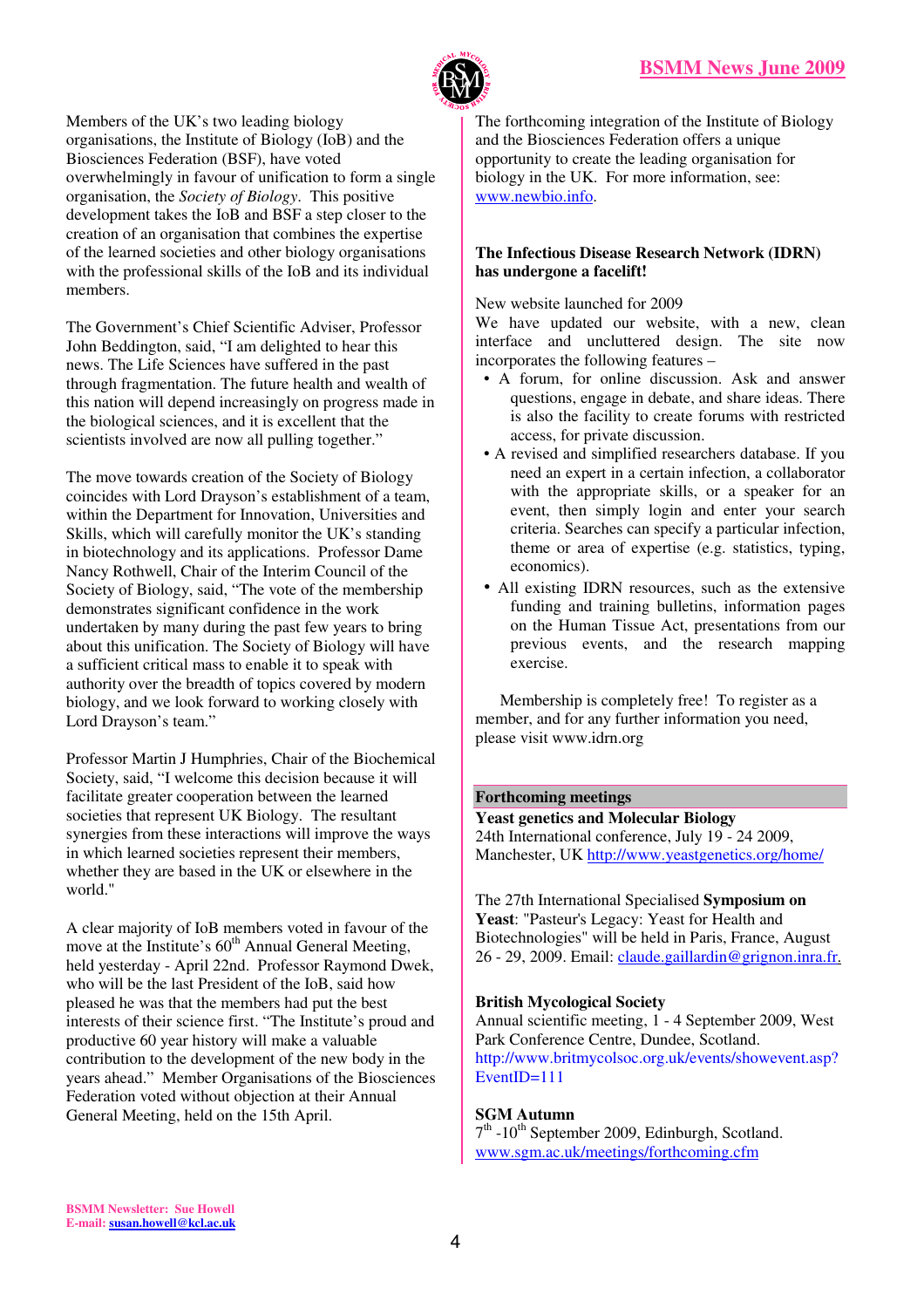Members of the UK's two leading biology organisations, the Institute of Biology (IoB) and the Biosciences Federation (BSF), have voted overwhelmingly in favour of unification to form a single organisation, the *Society of Biology*. This positive development takes the IoB and BSF a step closer to the creation of an organisation that combines the expertise of the learned societies and other biology organisations with the professional skills of the IoB and its individual members.

The Government's Chief Scientific Adviser, Professor John Beddington, said, "I am delighted to hear this news. The Life Sciences have suffered in the past through fragmentation. The future health and wealth of this nation will depend increasingly on progress made in the biological sciences, and it is excellent that the scientists involved are now all pulling together."

The move towards creation of the Society of Biology coincides with Lord Drayson's establishment of a team, within the Department for Innovation, Universities and Skills, which will carefully monitor the UK's standing in biotechnology and its applications. Professor Dame Nancy Rothwell, Chair of the Interim Council of the Society of Biology, said, "The vote of the membership demonstrates significant confidence in the work undertaken by many during the past few years to bring about this unification. The Society of Biology will have a sufficient critical mass to enable it to speak with authority over the breadth of topics covered by modern biology, and we look forward to working closely with Lord Drayson's team."

Professor Martin J Humphries, Chair of the Biochemical Society, said, "I welcome this decision because it will facilitate greater cooperation between the learned societies that represent UK Biology. The resultant synergies from these interactions will improve the ways in which learned societies represent their members, whether they are based in the UK or elsewhere in the world."

A clear majority of IoB members voted in favour of the move at the Institute's 60th Annual General Meeting, held yesterday - April 22nd. Professor Raymond Dwek, who will be the last President of the IoB, said how pleased he was that the members had put the best interests of their science first. "The Institute's proud and productive 60 year history will make a valuable contribution to the development of the new body in the years ahead." Member Organisations of the Biosciences Federation voted without objection at their Annual General Meeting, held on the 15th April.

The forthcoming integration of the Institute of Biology and the Biosciences Federation offers a unique opportunity to create the leading organisation for biology in the UK. For more information, see: www.newbio.info.

**The Infectious Disease Research Network (IDRN) has undergone a facelift!**

New website launched for 2009

We have updated our website, with a new, clean interface and uncluttered design. The site now incorporates the following features –

- A forum, for online discussion. Ask and answer questions, engage in debate, and share ideas. There is also the facility to create forums with restricted access, for private discussion.
- A revised and simplified researchers database. If you need an expert in a certain infection, a collaborator with the appropriate skills, or a speaker for an event, then simply login and enter your search criteria. Searches can specify a particular infection, theme or area of expertise (e.g. statistics, typing, economics).
- All existing IDRN resources, such as the extensive funding and training bulletins, information pages on the Human Tissue Act, presentations from our previous events, and the research mapping exercise.

Membership is completely free! To register as a member, and for any further information you need, please visit www.idrn.org

## Forthcoming meetings

**Yeast genetics and Molecular Biology**
24th International conference, July 19 - 24 2009, Manchester, UK http://www.yeastgenetics.org/home/

The 27th International Specialised **Symposium on Yeast**: "Pasteur's Legacy: Yeast for Health and Biotechnologies" will be held in Paris, France, August 26 - 29, 2009. Email: claude.gaillardin@grignon.inra.fr.

**British Mycological Society**
Annual scientific meeting, 1 - 4 September 2009, West Park Conference Centre, Dundee, Scotland. http://www.britmycolsoc.org.uk/events/showevent.asp?EventID=111

**SGM Autumn**
7th -10th September 2009, Edinburgh, Scotland. www.sgm.ac.uk/meetings/forthcoming.cfm

BSMM Newsletter: Sue Howell
E-mail: susan.howell@kcl.ac.uk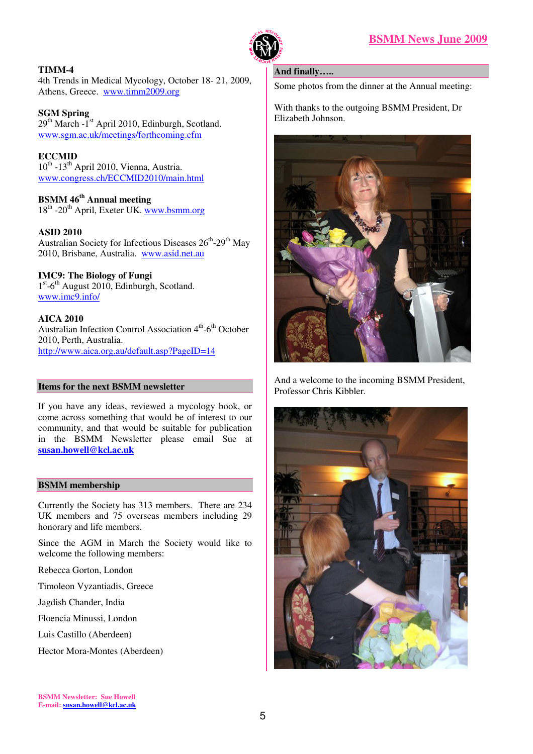**TIMM-4**
4th Trends in Medical Mycology, October 18- 21, 2009, Athens, Greece. www.timm2009.org

**SGM Spring**
29th March -1st April 2010, Edinburgh, Scotland.
www.sgm.ac.uk/meetings/forthcoming.cfm

**ECCMID**
10th -13th April 2010, Vienna, Austria.
www.congress.ch/ECCMID2010/main.html

**BSMM 46th Annual meeting**
18th -20th April, Exeter UK. www.bsmm.org

**ASID 2010**
Australian Society for Infectious Diseases 26th-29th May 2010, Brisbane, Australia. www.asid.net.au

**IMC9: The Biology of Fungi**
1st-6th August 2010, Edinburgh, Scotland.
www.imc9.info/

**AICA 2010**
Australian Infection Control Association 4th-6th October 2010, Perth, Australia.
http://www.aica.org.au/default.asp?PageID=14

## Items for the next BSMM newsletter

If you have any ideas, reviewed a mycology book, or come across something that would be of interest to our community, and that would be suitable for publication in the BSMM Newsletter please email Sue at **susan.howell@kcl.ac.uk**

## BSMM membership

Currently the Society has 313 members. There are 234 UK members and 75 overseas members including 29 honorary and life members.

Since the AGM in March the Society would like to welcome the following members:

Rebecca Gorton, London

Timoleon Vyzantiadis, Greece

Jagdish Chander, India

Floencia Minussi, London

Luis Castillo (Aberdeen)

Hector Mora-Montes (Aberdeen)

## And finally…..

Some photos from the dinner at the Annual meeting:

With thanks to the outgoing BSMM President, Dr Elizabeth Johnson.

And a welcome to the incoming BSMM President, Professor Chris Kibbler.

BSMM Newsletter: Sue Howell
E-mail: susan.howell@kcl.ac.uk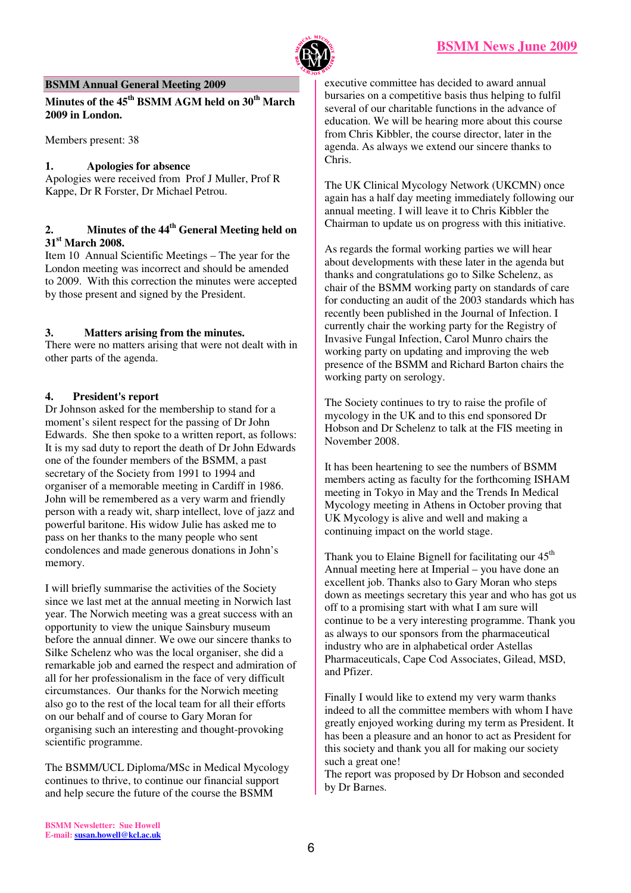## BSMM Annual General Meeting 2009

**Minutes of the 45th BSMM AGM held on 30th March 2009 in London.**

Members present: 38

### 1. Apologies for absence

Apologies were received from Prof J Muller, Prof R Kappe, Dr R Forster, Dr Michael Petrou.

### 2. Minutes of the 44th General Meeting held on 31st March 2008.

Item 10 Annual Scientific Meetings – The year for the London meeting was incorrect and should be amended to 2009. With this correction the minutes were accepted by those present and signed by the President.

### 3. Matters arising from the minutes.

There were no matters arising that were not dealt with in other parts of the agenda.

### 4. President's report

Dr Johnson asked for the membership to stand for a moment's silent respect for the passing of Dr John Edwards. She then spoke to a written report, as follows: It is my sad duty to report the death of Dr John Edwards one of the founder members of the BSMM, a past secretary of the Society from 1991 to 1994 and organiser of a memorable meeting in Cardiff in 1986. John will be remembered as a very warm and friendly person with a ready wit, sharp intellect, love of jazz and powerful baritone. His widow Julie has asked me to pass on her thanks to the many people who sent condolences and made generous donations in John's memory.

I will briefly summarise the activities of the Society since we last met at the annual meeting in Norwich last year. The Norwich meeting was a great success with an opportunity to view the unique Sainsbury museum before the annual dinner. We owe our sincere thanks to Silke Schelenz who was the local organiser, she did a remarkable job and earned the respect and admiration of all for her professionalism in the face of very difficult circumstances. Our thanks for the Norwich meeting also go to the rest of the local team for all their efforts on our behalf and of course to Gary Moran for organising such an interesting and thought-provoking scientific programme.

The BSMM/UCL Diploma/MSc in Medical Mycology continues to thrive, to continue our financial support and help secure the future of the course the BSMM executive committee has decided to award annual bursaries on a competitive basis thus helping to fulfil several of our charitable functions in the advance of education. We will be hearing more about this course from Chris Kibbler, the course director, later in the agenda. As always we extend our sincere thanks to Chris.

The UK Clinical Mycology Network (UKCMN) once again has a half day meeting immediately following our annual meeting. I will leave it to Chris Kibbler the Chairman to update us on progress with this initiative.

As regards the formal working parties we will hear about developments with these later in the agenda but thanks and congratulations go to Silke Schelenz, as chair of the BSMM working party on standards of care for conducting an audit of the 2003 standards which has recently been published in the Journal of Infection. I currently chair the working party for the Registry of Invasive Fungal Infection, Carol Munro chairs the working party on updating and improving the web presence of the BSMM and Richard Barton chairs the working party on serology.

The Society continues to try to raise the profile of mycology in the UK and to this end sponsored Dr Hobson and Dr Schelenz to talk at the FIS meeting in November 2008.

It has been heartening to see the numbers of BSMM members acting as faculty for the forthcoming ISHAM meeting in Tokyo in May and the Trends In Medical Mycology meeting in Athens in October proving that UK Mycology is alive and well and making a continuing impact on the world stage.

Thank you to Elaine Bignell for facilitating our 45th Annual meeting here at Imperial – you have done an excellent job. Thanks also to Gary Moran who steps down as meetings secretary this year and who has got us off to a promising start with what I am sure will continue to be a very interesting programme. Thank you as always to our sponsors from the pharmaceutical industry who are in alphabetical order Astellas Pharmaceuticals, Cape Cod Associates, Gilead, MSD, and Pfizer.

Finally I would like to extend my very warm thanks indeed to all the committee members with whom I have greatly enjoyed working during my term as President. It has been a pleasure and an honor to act as President for this society and thank you all for making our society such a great one!

The report was proposed by Dr Hobson and seconded by Dr Barnes.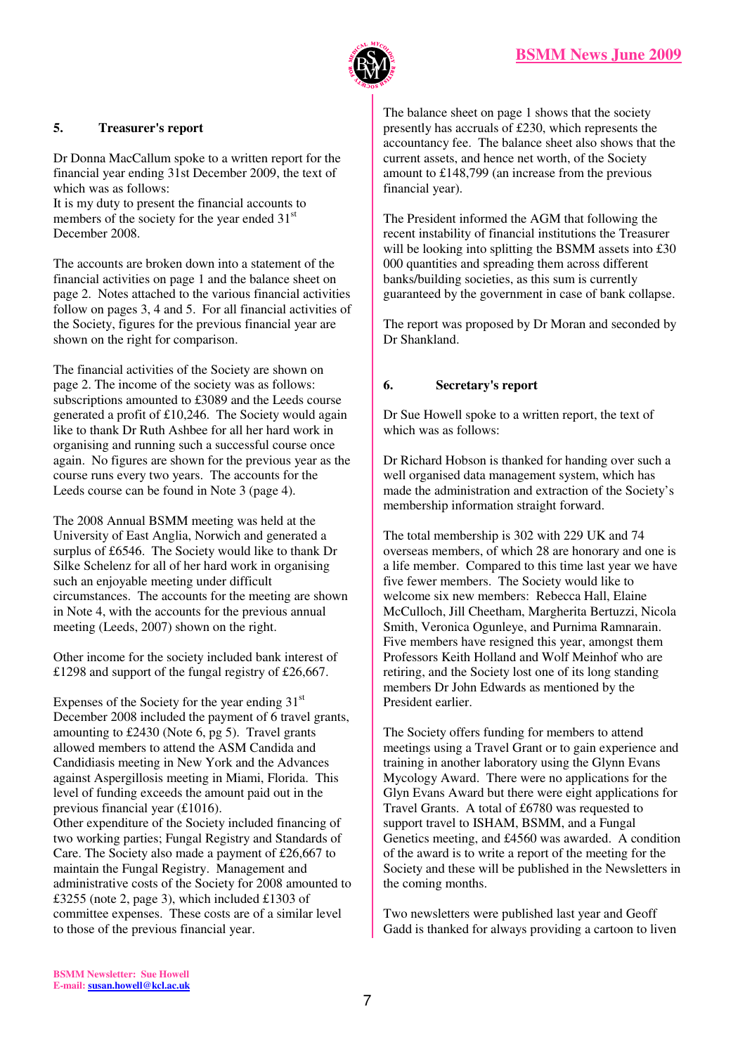## 5. Treasurer's report

Dr Donna MacCallum spoke to a written report for the financial year ending 31st December 2009, the text of which was as follows:
It is my duty to present the financial accounts to members of the society for the year ended 31st December 2008.

The accounts are broken down into a statement of the financial activities on page 1 and the balance sheet on page 2. Notes attached to the various financial activities follow on pages 3, 4 and 5. For all financial activities of the Society, figures for the previous financial year are shown on the right for comparison.

The financial activities of the Society are shown on page 2. The income of the society was as follows: subscriptions amounted to £3089 and the Leeds course generated a profit of £10,246. The Society would again like to thank Dr Ruth Ashbee for all her hard work in organising and running such a successful course once again. No figures are shown for the previous year as the course runs every two years. The accounts for the Leeds course can be found in Note 3 (page 4).

The 2008 Annual BSMM meeting was held at the University of East Anglia, Norwich and generated a surplus of £6546. The Society would like to thank Dr Silke Schelenz for all of her hard work in organising such an enjoyable meeting under difficult circumstances. The accounts for the meeting are shown in Note 4, with the accounts for the previous annual meeting (Leeds, 2007) shown on the right.

Other income for the society included bank interest of £1298 and support of the fungal registry of £26,667.

Expenses of the Society for the year ending 31st December 2008 included the payment of 6 travel grants, amounting to £2430 (Note 6, pg 5). Travel grants allowed members to attend the ASM Candida and Candidiasis meeting in New York and the Advances against Aspergillosis meeting in Miami, Florida. This level of funding exceeds the amount paid out in the previous financial year (£1016).
Other expenditure of the Society included financing of two working parties; Fungal Registry and Standards of Care. The Society also made a payment of £26,667 to maintain the Fungal Registry. Management and administrative costs of the Society for 2008 amounted to £3255 (note 2, page 3), which included £1303 of committee expenses. These costs are of a similar level to those of the previous financial year.

The balance sheet on page 1 shows that the society presently has accruals of £230, which represents the accountancy fee. The balance sheet also shows that the current assets, and hence net worth, of the Society amount to £148,799 (an increase from the previous financial year).

The President informed the AGM that following the recent instability of financial institutions the Treasurer will be looking into splitting the BSMM assets into £30 000 quantities and spreading them across different banks/building societies, as this sum is currently guaranteed by the government in case of bank collapse.

The report was proposed by Dr Moran and seconded by Dr Shankland.

## 6. Secretary's report

Dr Sue Howell spoke to a written report, the text of which was as follows:

Dr Richard Hobson is thanked for handing over such a well organised data management system, which has made the administration and extraction of the Society's membership information straight forward.

The total membership is 302 with 229 UK and 74 overseas members, of which 28 are honorary and one is a life member. Compared to this time last year we have five fewer members. The Society would like to welcome six new members: Rebecca Hall, Elaine McCulloch, Jill Cheetham, Margherita Bertuzzi, Nicola Smith, Veronica Ogunleye, and Purnima Ramnarain. Five members have resigned this year, amongst them Professors Keith Holland and Wolf Meinhof who are retiring, and the Society lost one of its long standing members Dr John Edwards as mentioned by the President earlier.

The Society offers funding for members to attend meetings using a Travel Grant or to gain experience and training in another laboratory using the Glynn Evans Mycology Award. There were no applications for the Glyn Evans Award but there were eight applications for Travel Grants. A total of £6780 was requested to support travel to ISHAM, BSMM, and a Fungal Genetics meeting, and £4560 was awarded. A condition of the award is to write a report of the meeting for the Society and these will be published in the Newsletters in the coming months.

Two newsletters were published last year and Geoff Gadd is thanked for always providing a cartoon to liven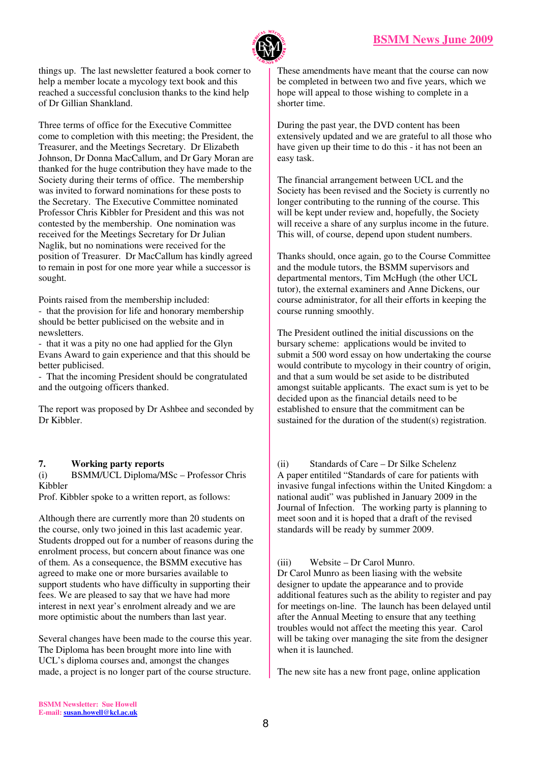things up. The last newsletter featured a book corner to help a member locate a mycology text book and this reached a successful conclusion thanks to the kind help of Dr Gillian Shankland.

Three terms of office for the Executive Committee come to completion with this meeting; the President, the Treasurer, and the Meetings Secretary. Dr Elizabeth Johnson, Dr Donna MacCallum, and Dr Gary Moran are thanked for the huge contribution they have made to the Society during their terms of office. The membership was invited to forward nominations for these posts to the Secretary. The Executive Committee nominated Professor Chris Kibbler for President and this was not contested by the membership. One nomination was received for the Meetings Secretary for Dr Julian Naglik, but no nominations were received for the position of Treasurer. Dr MacCallum has kindly agreed to remain in post for one more year while a successor is sought.

Points raised from the membership included:

- that the provision for life and honorary membership should be better publicised on the website and in newsletters.
- that it was a pity no one had applied for the Glyn Evans Award to gain experience and that this should be better publicised.
- That the incoming President should be congratulated and the outgoing officers thanked.

The report was proposed by Dr Ashbee and seconded by Dr Kibbler.

## 7. Working party reports

(i) BSMM/UCL Diploma/MSc – Professor Chris Kibbler

Prof. Kibbler spoke to a written report, as follows:

Although there are currently more than 20 students on the course, only two joined in this last academic year. Students dropped out for a number of reasons during the enrolment process, but concern about finance was one of them. As a consequence, the BSMM executive has agreed to make one or more bursaries available to support students who have difficulty in supporting their fees. We are pleased to say that we have had more interest in next year's enrolment already and we are more optimistic about the numbers than last year.

Several changes have been made to the course this year. The Diploma has been brought more into line with UCL's diploma courses and, amongst the changes made, a project is no longer part of the course structure. These amendments have meant that the course can now be completed in between two and five years, which we hope will appeal to those wishing to complete in a shorter time.

During the past year, the DVD content has been extensively updated and we are grateful to all those who have given up their time to do this - it has not been an easy task.

The financial arrangement between UCL and the Society has been revised and the Society is currently no longer contributing to the running of the course. This will be kept under review and, hopefully, the Society will receive a share of any surplus income in the future. This will, of course, depend upon student numbers.

Thanks should, once again, go to the Course Committee and the module tutors, the BSMM supervisors and departmental mentors, Tim McHugh (the other UCL tutor), the external examiners and Anne Dickens, our course administrator, for all their efforts in keeping the course running smoothly.

The President outlined the initial discussions on the bursary scheme: applications would be invited to submit a 500 word essay on how undertaking the course would contribute to mycology in their country of origin, and that a sum would be set aside to be distributed amongst suitable applicants. The exact sum is yet to be decided upon as the financial details need to be established to ensure that the commitment can be sustained for the duration of the student(s) registration.

(ii) Standards of Care – Dr Silke Schelenz

A paper entitled "Standards of care for patients with invasive fungal infections within the United Kingdom: a national audit" was published in January 2009 in the Journal of Infection. The working party is planning to meet soon and it is hoped that a draft of the revised standards will be ready by summer 2009.

(iii) Website – Dr Carol Munro.

Dr Carol Munro as been liasing with the website designer to update the appearance and to provide additional features such as the ability to register and pay for meetings on-line. The launch has been delayed until after the Annual Meeting to ensure that any teething troubles would not affect the meeting this year. Carol will be taking over managing the site from the designer when it is launched.

The new site has a new front page, online application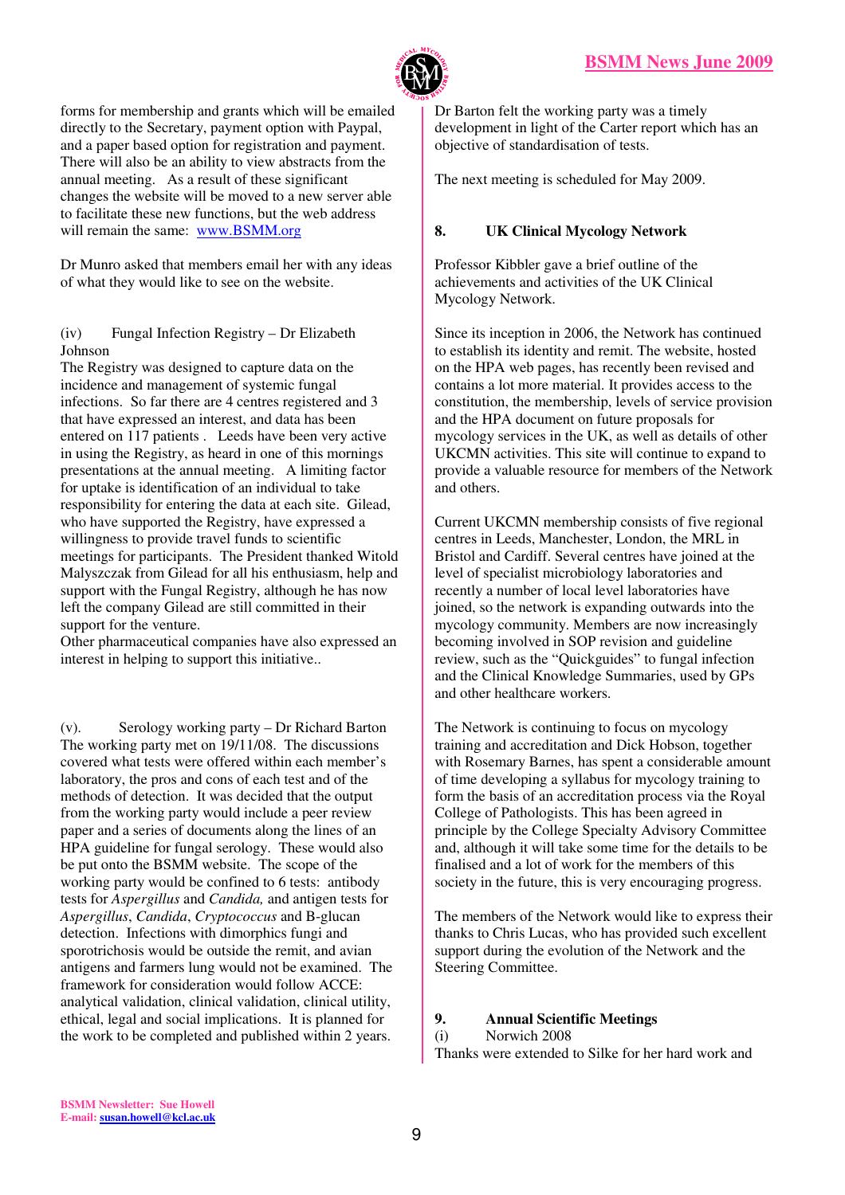forms for membership and grants which will be emailed directly to the Secretary, payment option with Paypal, and a paper based option for registration and payment. There will also be an ability to view abstracts from the annual meeting. As a result of these significant changes the website will be moved to a new server able to facilitate these new functions, but the web address will remain the same: [www.BSMM.org](http://www.BSMM.org)

Dr Munro asked that members email her with any ideas of what they would like to see on the website.

(iv) Fungal Infection Registry – Dr Elizabeth Johnson

The Registry was designed to capture data on the incidence and management of systemic fungal infections. So far there are 4 centres registered and 3 that have expressed an interest, and data has been entered on 117 patients . Leeds have been very active in using the Registry, as heard in one of this mornings presentations at the annual meeting. A limiting factor for uptake is identification of an individual to take responsibility for entering the data at each site. Gilead, who have supported the Registry, have expressed a willingness to provide travel funds to scientific meetings for participants. The President thanked Witold Malyszczak from Gilead for all his enthusiasm, help and support with the Fungal Registry, although he has now left the company Gilead are still committed in their support for the venture.

Other pharmaceutical companies have also expressed an interest in helping to support this initiative..

(v). Serology working party – Dr Richard Barton

The working party met on 19/11/08. The discussions covered what tests were offered within each member's laboratory, the pros and cons of each test and of the methods of detection. It was decided that the output from the working party would include a peer review paper and a series of documents along the lines of an HPA guideline for fungal serology. These would also be put onto the BSMM website. The scope of the working party would be confined to 6 tests: antibody tests for *Aspergillus* and *Candida,* and antigen tests for *Aspergillus*, *Candida*, *Cryptococcus* and B-glucan detection. Infections with dimorphics fungi and sporotrichosis would be outside the remit, and avian antigens and farmers lung would not be examined. The framework for consideration would follow ACCE: analytical validation, clinical validation, clinical utility, ethical, legal and social implications. It is planned for the work to be completed and published within 2 years.

Dr Barton felt the working party was a timely development in light of the Carter report which has an objective of standardisation of tests.

The next meeting is scheduled for May 2009.

## 8. UK Clinical Mycology Network

Professor Kibbler gave a brief outline of the achievements and activities of the UK Clinical Mycology Network.

Since its inception in 2006, the Network has continued to establish its identity and remit. The website, hosted on the HPA web pages, has recently been revised and contains a lot more material. It provides access to the constitution, the membership, levels of service provision and the HPA document on future proposals for mycology services in the UK, as well as details of other UKCMN activities. This site will continue to expand to provide a valuable resource for members of the Network and others.

Current UKCMN membership consists of five regional centres in Leeds, Manchester, London, the MRL in Bristol and Cardiff. Several centres have joined at the level of specialist microbiology laboratories and recently a number of local level laboratories have joined, so the network is expanding outwards into the mycology community. Members are now increasingly becoming involved in SOP revision and guideline review, such as the "Quickguides" to fungal infection and the Clinical Knowledge Summaries, used by GPs and other healthcare workers.

The Network is continuing to focus on mycology training and accreditation and Dick Hobson, together with Rosemary Barnes, has spent a considerable amount of time developing a syllabus for mycology training to form the basis of an accreditation process via the Royal College of Pathologists. This has been agreed in principle by the College Specialty Advisory Committee and, although it will take some time for the details to be finalised and a lot of work for the members of this society in the future, this is very encouraging progress.

The members of the Network would like to express their thanks to Chris Lucas, who has provided such excellent support during the evolution of the Network and the Steering Committee.

## 9. Annual Scientific Meetings

(i) Norwich 2008

Thanks were extended to Silke for her hard work and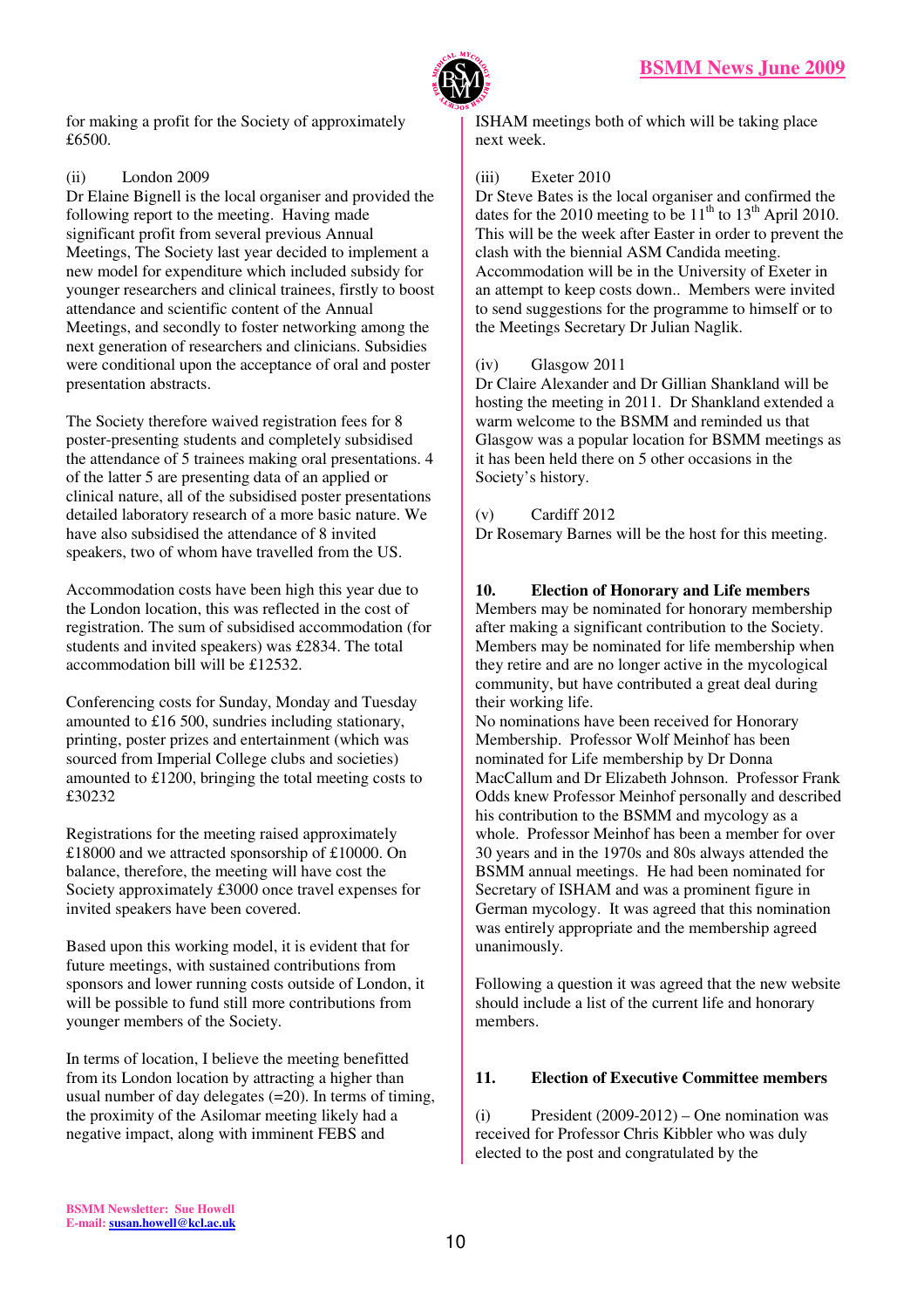for making a profit for the Society of approximately £6500.

(ii) London 2009

Dr Elaine Bignell is the local organiser and provided the following report to the meeting. Having made significant profit from several previous Annual Meetings, The Society last year decided to implement a new model for expenditure which included subsidy for younger researchers and clinical trainees, firstly to boost attendance and scientific content of the Annual Meetings, and secondly to foster networking among the next generation of researchers and clinicians. Subsidies were conditional upon the acceptance of oral and poster presentation abstracts.

The Society therefore waived registration fees for 8 poster-presenting students and completely subsidised the attendance of 5 trainees making oral presentations. 4 of the latter 5 are presenting data of an applied or clinical nature, all of the subsidised poster presentations detailed laboratory research of a more basic nature. We have also subsidised the attendance of 8 invited speakers, two of whom have travelled from the US.

Accommodation costs have been high this year due to the London location, this was reflected in the cost of registration. The sum of subsidised accommodation (for students and invited speakers) was £2834. The total accommodation bill will be £12532.

Conferencing costs for Sunday, Monday and Tuesday amounted to £16 500, sundries including stationary, printing, poster prizes and entertainment (which was sourced from Imperial College clubs and societies) amounted to £1200, bringing the total meeting costs to £30232

Registrations for the meeting raised approximately £18000 and we attracted sponsorship of £10000. On balance, therefore, the meeting will have cost the Society approximately £3000 once travel expenses for invited speakers have been covered.

Based upon this working model, it is evident that for future meetings, with sustained contributions from sponsors and lower running costs outside of London, it will be possible to fund still more contributions from younger members of the Society.

In terms of location, I believe the meeting benefitted from its London location by attracting a higher than usual number of day delegates (=20). In terms of timing, the proximity of the Asilomar meeting likely had a negative impact, along with imminent FEBS and ISHAM meetings both of which will be taking place next week.

(iii) Exeter 2010

Dr Steve Bates is the local organiser and confirmed the dates for the 2010 meeting to be 11th to 13th April 2010. This will be the week after Easter in order to prevent the clash with the biennial ASM Candida meeting. Accommodation will be in the University of Exeter in an attempt to keep costs down.. Members were invited to send suggestions for the programme to himself or to the Meetings Secretary Dr Julian Naglik.

(iv) Glasgow 2011

Dr Claire Alexander and Dr Gillian Shankland will be hosting the meeting in 2011. Dr Shankland extended a warm welcome to the BSMM and reminded us that Glasgow was a popular location for BSMM meetings as it has been held there on 5 other occasions in the Society's history.

(v) Cardiff 2012

Dr Rosemary Barnes will be the host for this meeting.

**10. Election of Honorary and Life members**

Members may be nominated for honorary membership after making a significant contribution to the Society. Members may be nominated for life membership when they retire and are no longer active in the mycological community, but have contributed a great deal during their working life.

No nominations have been received for Honorary Membership. Professor Wolf Meinhof has been nominated for Life membership by Dr Donna MacCallum and Dr Elizabeth Johnson. Professor Frank Odds knew Professor Meinhof personally and described his contribution to the BSMM and mycology as a whole. Professor Meinhof has been a member for over 30 years and in the 1970s and 80s always attended the BSMM annual meetings. He had been nominated for Secretary of ISHAM and was a prominent figure in German mycology. It was agreed that this nomination was entirely appropriate and the membership agreed unanimously.

Following a question it was agreed that the new website should include a list of the current life and honorary members.

**11. Election of Executive Committee members**

(i) President (2009-2012) – One nomination was received for Professor Chris Kibbler who was duly elected to the post and congratulated by the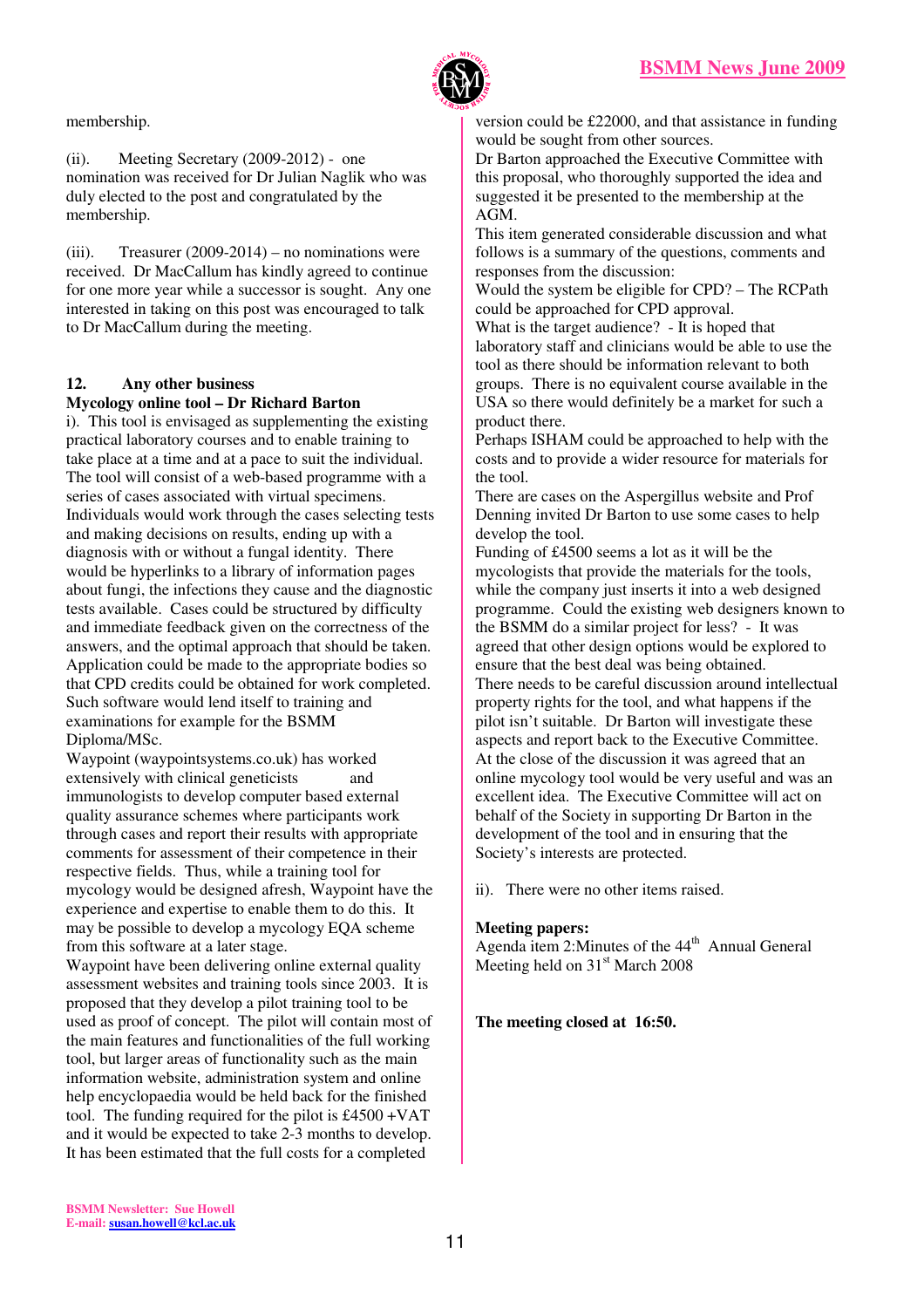membership.

(ii). Meeting Secretary (2009-2012) - one nomination was received for Dr Julian Naglik who was duly elected to the post and congratulated by the membership.

(iii). Treasurer (2009-2014) – no nominations were received. Dr MacCallum has kindly agreed to continue for one more year while a successor is sought. Any one interested in taking on this post was encouraged to talk to Dr MacCallum during the meeting.

**12. Any other business**

**Mycology online tool – Dr Richard Barton**

i). This tool is envisaged as supplementing the existing practical laboratory courses and to enable training to take place at a time and at a pace to suit the individual. The tool will consist of a web-based programme with a series of cases associated with virtual specimens. Individuals would work through the cases selecting tests and making decisions on results, ending up with a diagnosis with or without a fungal identity. There would be hyperlinks to a library of information pages about fungi, the infections they cause and the diagnostic tests available. Cases could be structured by difficulty and immediate feedback given on the correctness of the answers, and the optimal approach that should be taken. Application could be made to the appropriate bodies so that CPD credits could be obtained for work completed. Such software would lend itself to training and examinations for example for the BSMM Diploma/MSc.

Waypoint (waypointsystems.co.uk) has worked extensively with clinical geneticists and immunologists to develop computer based external quality assurance schemes where participants work through cases and report their results with appropriate comments for assessment of their competence in their respective fields. Thus, while a training tool for mycology would be designed afresh, Waypoint have the experience and expertise to enable them to do this. It may be possible to develop a mycology EQA scheme from this software at a later stage.

Waypoint have been delivering online external quality assessment websites and training tools since 2003. It is proposed that they develop a pilot training tool to be used as proof of concept. The pilot will contain most of the main features and functionalities of the full working tool, but larger areas of functionality such as the main information website, administration system and online help encyclopaedia would be held back for the finished tool. The funding required for the pilot is £4500 +VAT and it would be expected to take 2-3 months to develop. It has been estimated that the full costs for a completed version could be £22000, and that assistance in funding would be sought from other sources.

Dr Barton approached the Executive Committee with this proposal, who thoroughly supported the idea and suggested it be presented to the membership at the AGM.

This item generated considerable discussion and what follows is a summary of the questions, comments and responses from the discussion:

Would the system be eligible for CPD? – The RCPath could be approached for CPD approval.

What is the target audience? - It is hoped that laboratory staff and clinicians would be able to use the tool as there should be information relevant to both groups. There is no equivalent course available in the USA so there would definitely be a market for such a product there.

Perhaps ISHAM could be approached to help with the costs and to provide a wider resource for materials for the tool.

There are cases on the Aspergillus website and Prof Denning invited Dr Barton to use some cases to help develop the tool.

Funding of £4500 seems a lot as it will be the mycologists that provide the materials for the tools, while the company just inserts it into a web designed programme. Could the existing web designers known to the BSMM do a similar project for less? - It was agreed that other design options would be explored to ensure that the best deal was being obtained.

There needs to be careful discussion around intellectual property rights for the tool, and what happens if the pilot isn't suitable. Dr Barton will investigate these aspects and report back to the Executive Committee.

At the close of the discussion it was agreed that an online mycology tool would be very useful and was an excellent idea. The Executive Committee will act on behalf of the Society in supporting Dr Barton in the development of the tool and in ensuring that the Society's interests are protected.

ii). There were no other items raised.

**Meeting papers:**

Agenda item 2:Minutes of the 44th Annual General Meeting held on 31st March 2008

**The meeting closed at 16:50.**

BSMM Newsletter: Sue Howell
E-mail: susan.howell@kcl.ac.uk